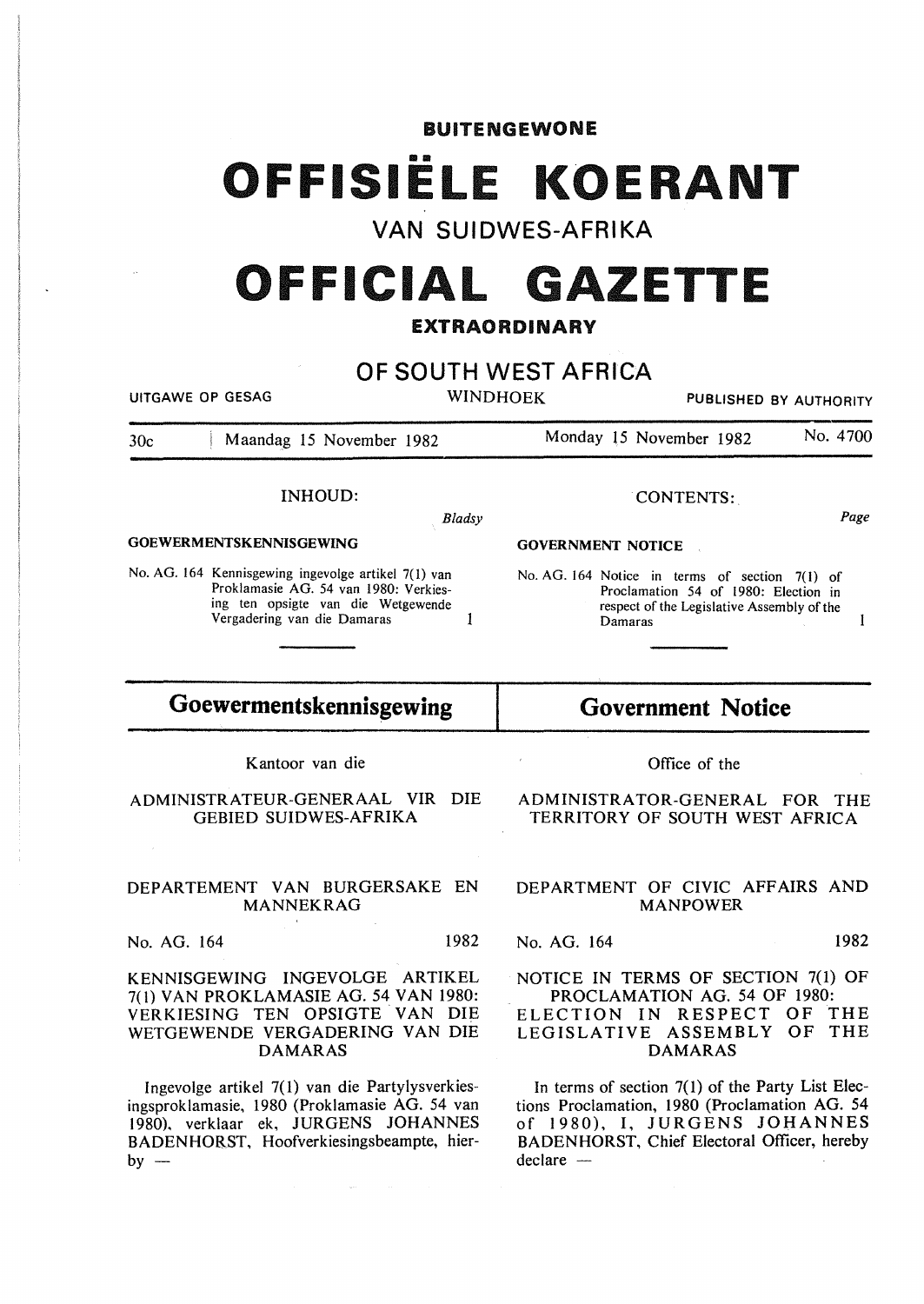**BUITENGEWONE**

# OFFISIËLE KOERANT

## VAN SUIDWES-AFRIKA

# OFFICIAL GAZETTE

**EXTRAORDINARY**

## OF SOUTH WEST AFRICA

UITGAWE OP GESAG — WINDHOEK — PUBLISHED BY AUTHORITY

30c | Maandag 15 November 1982 | Monday 15 November 1982 | No. 4700

### INHOUD:

*Bladsy*

**GOEWERMENTSKENNISGEWING**

No. AG. 164 Kennisgewing ingevolge artikel 7(1) van Proklamasie AG. 54 van 1980: Verkiesing ten opsigte van die Wetgewende Vergadering van die Damaras ..... 1

### CONTENTS:

*Page*

**GOVERNMENT NOTICE**

No. AG. 164 Notice in terms of section 7(1) of Proclamation 54 of 1980: Election in respect of the Legislative Assembly of the Damaras ..... 1

## Goewermentskennisgewing

Kantoor van die

ADMINISTRATEUR-GENERAAL VIR DIE GEBIED SUIDWES-AFRIKA

DEPARTEMENT VAN BURGERSAKE EN MANNEKRAG

No. AG. 164 — 1982

KENNISGEWING INGEVOLGE ARTIKEL 7(1) VAN PROKLAMASIE AG. 54 VAN 1980: VERKIESING TEN OPSIGTE VAN DIE WETGEWENDE VERGADERING VAN DIE DAMARAS

Ingevolge artikel 7(1) van die Partylysverkiesingsproklamasie, 1980 (Proklamasie AG. 54 van 1980), verklaar ek, JURGENS JOHANNES BADENHORST, Hoofverkiesingsbeampte, hierby —

## Government Notice

Office of the

ADMINISTRATOR-GENERAL FOR THE TERRITORY OF SOUTH WEST AFRICA

DEPARTMENT OF CIVIC AFFAIRS AND MANPOWER

No. AG. 164 — 1982

NOTICE IN TERMS OF SECTION 7(1) OF PROCLAMATION AG. 54 OF 1980: ELECTION IN RESPECT OF THE LEGISLATIVE ASSEMBLY OF THE DAMARAS

In terms of section 7(1) of the Party List Elections Proclamation, 1980 (Proclamation AG. 54 of 1980), I, JURGENS JOHANNES BADENHORST, Chief Electoral Officer, hereby declare —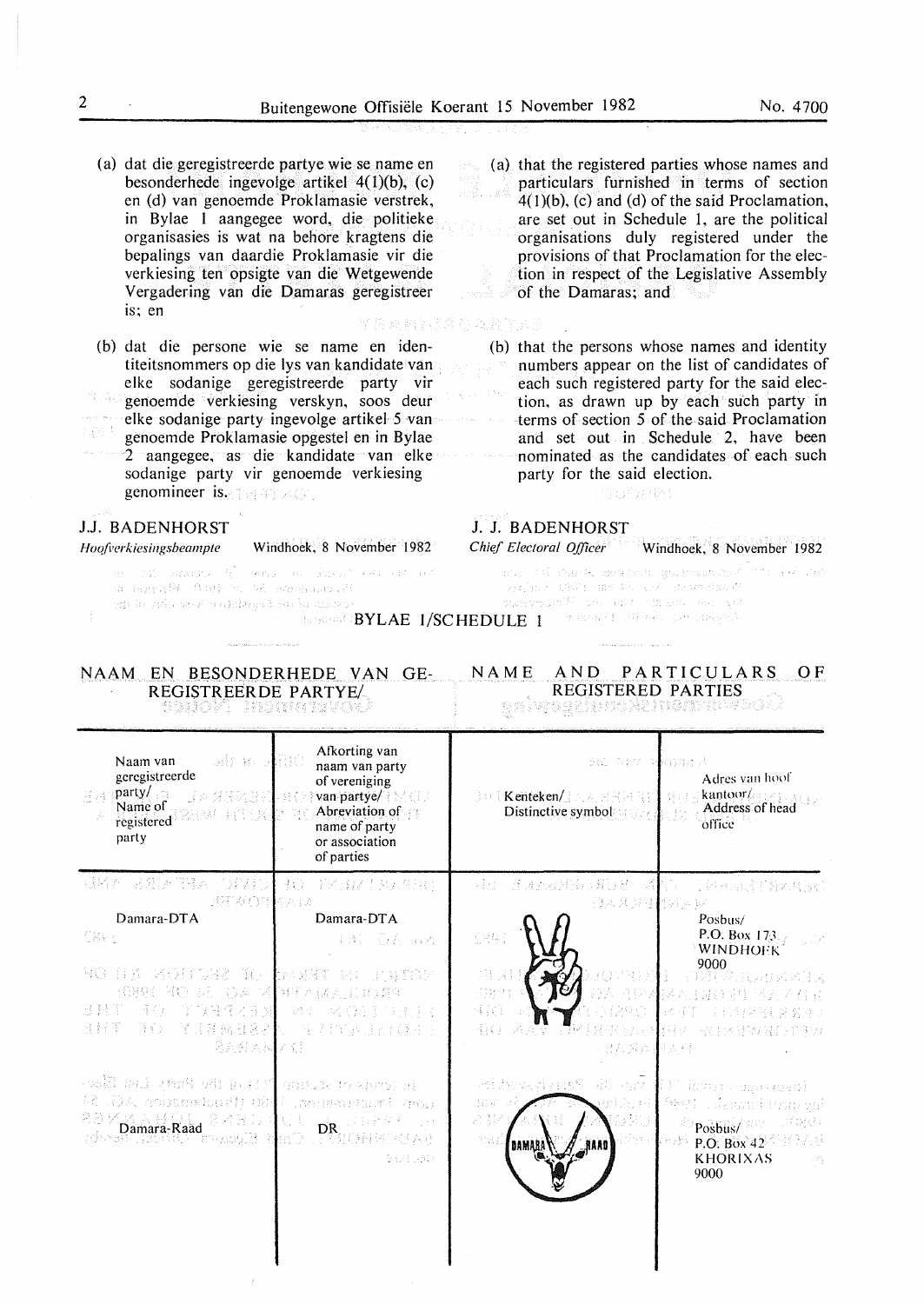(a) dat die geregistreerde partye wie se name en besonderhede ingevolge artikel 4(1)(b), (c) en (d) van genoemde Proklamasie verstrek, in Bylae 1 aangegee word, die politieke organisasies is wat na behore kragtens die bepalings van daardie Proklamasie vir die verkiesing ten opsigte van die Wetgewende Vergadering van die Damaras geregistreer is; en

(b) dat die persone wie se name en identiteitsnommers op die lys van kandidate van elke sodanige geregistreerde party vir genoemde verkiesing verskyn, soos deur elke sodanige party ingevolge artikel 5 van genoemde Proklamasie opgestel en in Bylae 2 aangegee, as die kandidate van elke sodanige party vir genoemde verkiesing genomineer is.

J.J. BADENHORST
*Hoofverkiesingsbeampte* Windhoek, 8 November 1982

(a) that the registered parties whose names and particulars furnished in terms of section 4(1)(b), (c) and (d) of the said Proclamation, are set out in Schedule 1, are the political organisations duly registered under the provisions of that Proclamation for the election in respect of the Legislative Assembly of the Damaras; and

(b) that the persons whose names and identity numbers appear on the list of candidates of each such registered party for the said election, as drawn up by each such party in terms of section 5 of the said Proclamation and set out in Schedule 2, have been nominated as the candidates of each such party for the said election.

J. J. BADENHORST
*Chief Electoral Officer* Windhoek, 8 November 1982

## BYLAE 1/SCHEDULE 1

### NAAM EN BESONDERHEDE VAN GEREGISTREERDE PARTYE/ NAME AND PARTICULARS OF REGISTERED PARTIES

| Naam van geregistreerde party/ Name of registered party | Afkorting van naam van party of vereniging van partye/ Abreviation of name of party or association of parties | Kenteken/ Distinctive symbol | Adres van hoof kantoor/ Address of head office |
|---|---|---|---|
| Damara-DTA | Damara-DTA | | Posbus/ P.O. Box 173 WINDHOEK 9000 |
| Damara-Raad | DR | DAMARA RAAD | Posbus/ P.O. Box 42 KHORIXAS 9000 |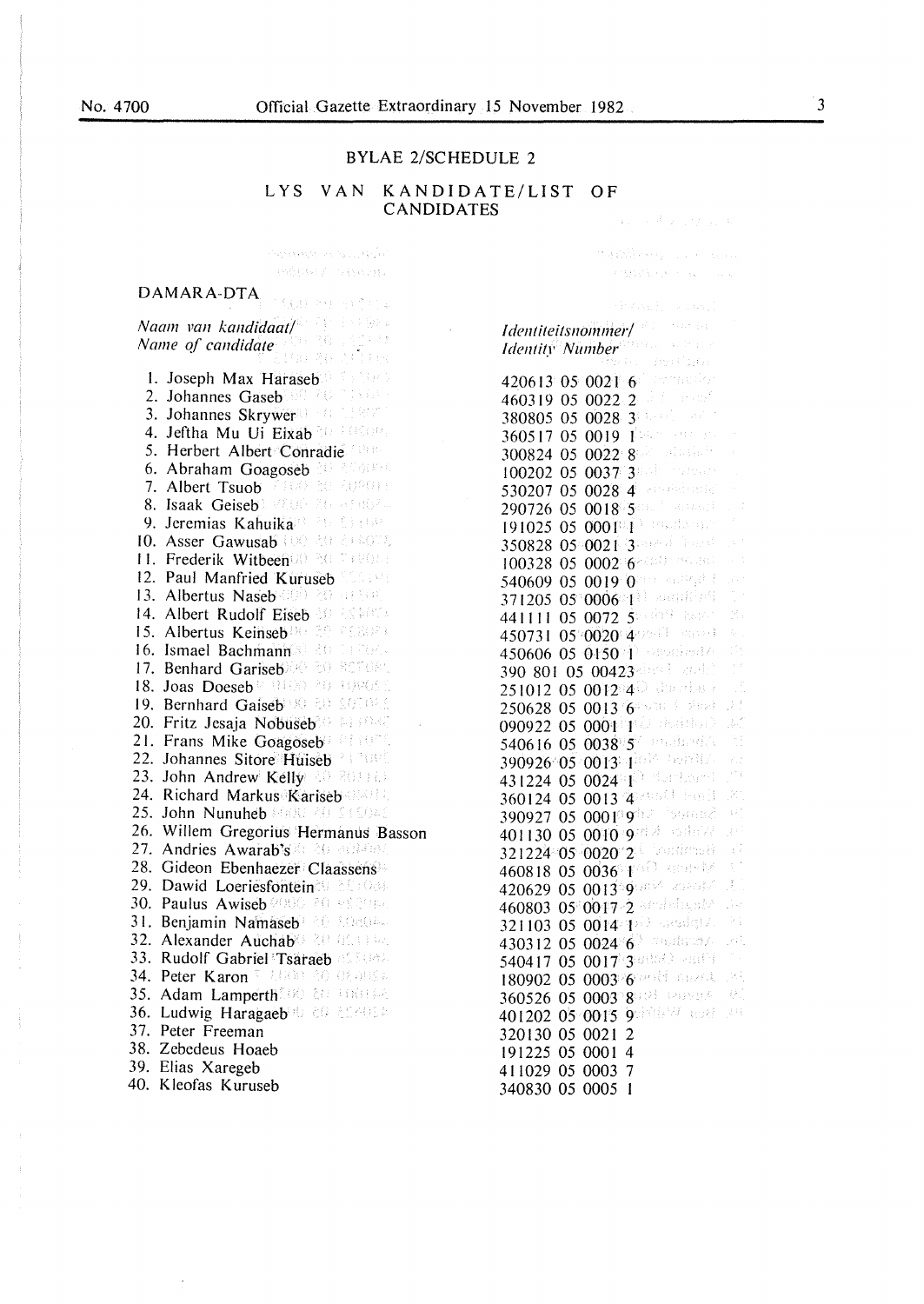## BYLAE 2/SCHEDULE 2

### LYS VAN KANDIDATE/LIST OF CANDIDATES

**DAMARA-DTA**

| *Naam van kandidaat/ Name of candidate* | *Identiteitsnommer/ Identity Number* |
|---|---|
| 1. Joseph Max Haraseb | 420613 05 0021 6 |
| 2. Johannes Gaseb | 460319 05 0022 2 |
| 3. Johannes Skrywer | 380805 05 0028 3 |
| 4. Jeftha Mu Ui Eixab | 360517 05 0019 1 |
| 5. Herbert Albert Conradie | 300824 05 0022 8 |
| 6. Abraham Goagoseb | 100202 05 0037 3 |
| 7. Albert Tsuob | 530207 05 0028 4 |
| 8. Isaak Geiseb | 290726 05 0018 5 |
| 9. Jeremias Kahuika | 191025 05 0001 1 |
| 10. Asser Gawusab | 350828 05 0021 3 |
| 11. Frederik Witbeen | 100328 05 0002 6 |
| 12. Paul Manfried Kuruseb | 540609 05 0019 0 |
| 13. Albertus Naseb | 371205 05 0006 1 |
| 14. Albert Rudolf Eiseb | 441111 05 0072 5 |
| 15. Albertus Keinseb | 450731 05 0020 4 |
| 16. Ismael Bachmann | 450606 05 0150 1 |
| 17. Benhard Gariseb | 390 801 05 00423 |
| 18. Joas Doeseb | 251012 05 0012 4 |
| 19. Bernhard Gaiseb | 250628 05 0013 6 |
| 20. Fritz Jesaja Nobuseb | 090922 05 0001 1 |
| 21. Frans Mike Goagoseb | 540616 05 0038 5 |
| 22. Johannes Sitore Huiseb | 390926 05 0013 1 |
| 23. John Andrew Kelly | 431224 05 0024 1 |
| 24. Richard Markus Kariseb | 360124 05 0013 4 |
| 25. John Nunuheb | 390927 05 0001 9 |
| 26. Willem Gregorius Hermanus Basson | 401130 05 0010 9 |
| 27. Andries Awarab's | 321224 05 0020 2 |
| 28. Gideon Ebenhaezer Claassens | 460818 05 0036 1 |
| 29. Dawid Loeriesfontein | 420629 05 0013 9 |
| 30. Paulus Awiseb | 460803 05 0017 2 |
| 31. Benjamin Namaseb | 321103 05 0014 1 |
| 32. Alexander Auchab | 430312 05 0024 6 |
| 33. Rudolf Gabriel Tsaraeb | 540417 05 0017 3 |
| 34. Peter Karon | 180902 05 0003 6 |
| 35. Adam Lamperth | 360526 05 0003 8 |
| 36. Ludwig Haragaeb | 401202 05 0015 9 |
| 37. Peter Freeman | 320130 05 0021 2 |
| 38. Zebedeus Hoaeb | 191225 05 0001 4 |
| 39. Elias Xaregeb | 411029 05 0003 7 |
| 40. Kleofas Kuruseb | 340830 05 0005 1 |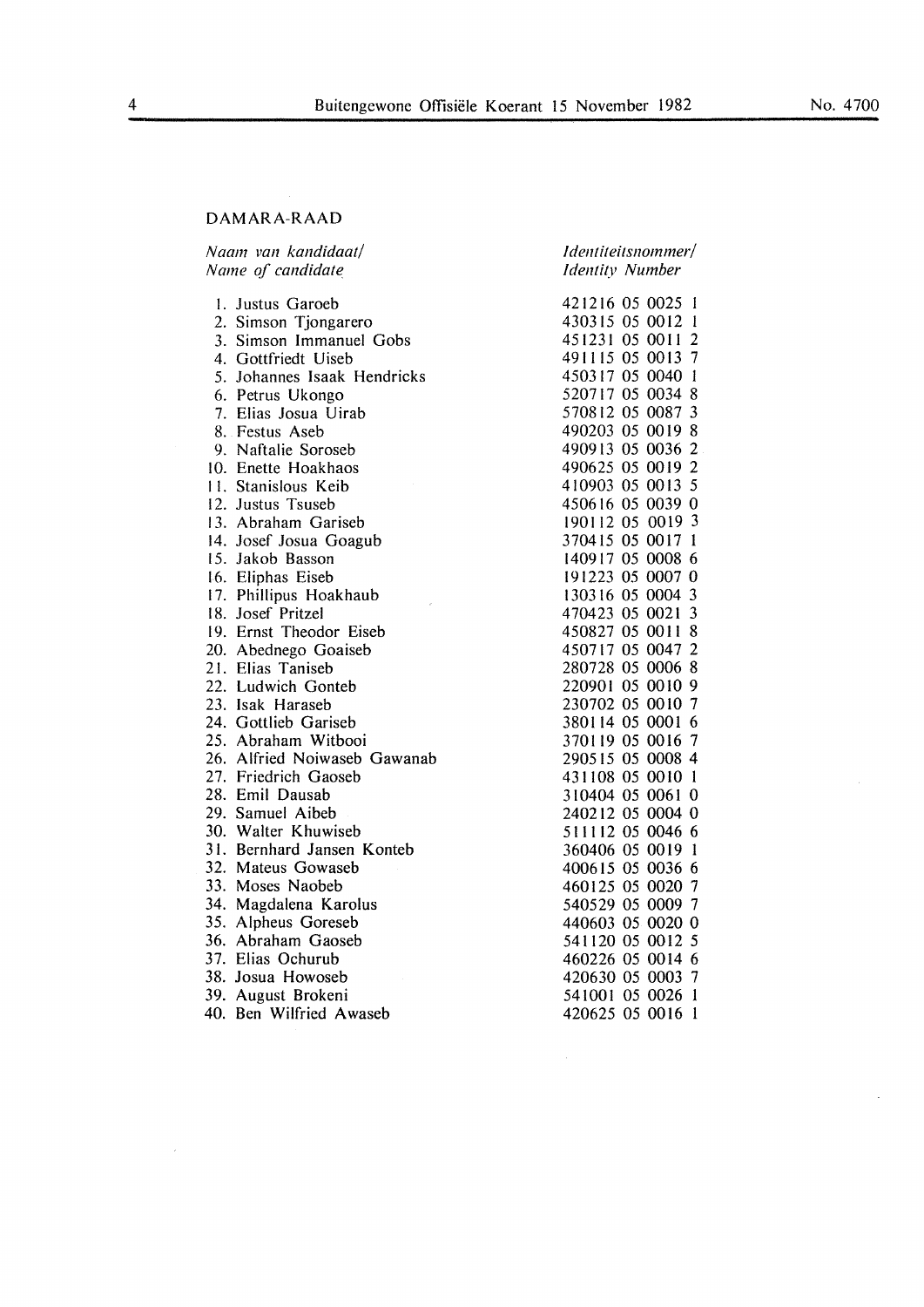## DAMARA-RAAD

| *Naam van kandidaat/ Name of candidate* | *Identiteitsnommer/ Identity Number* |
|---|---|
| 1. Justus Garoeb | 421216 05 0025 1 |
| 2. Simson Tjongarero | 430315 05 0012 1 |
| 3. Simson Immanuel Gobs | 451231 05 0011 2 |
| 4. Gottfriedt Uiseb | 491115 05 0013 7 |
| 5. Johannes Isaak Hendricks | 450317 05 0040 1 |
| 6. Petrus Ukongo | 520717 05 0034 8 |
| 7. Elias Josua Uirab | 570812 05 0087 3 |
| 8. Festus Aseb | 490203 05 0019 8 |
| 9. Naftalie Soroseb | 490913 05 0036 2 |
| 10. Enette Hoakhaos | 490625 05 0019 2 |
| 11. Stanislous Keib | 410903 05 0013 5 |
| 12. Justus Tsuseb | 450616 05 0039 0 |
| 13. Abraham Gariseb | 190112 05 0019 3 |
| 14. Josef Josua Goagub | 370415 05 0017 1 |
| 15. Jakob Basson | 140917 05 0008 6 |
| 16. Eliphas Eiseb | 191223 05 0007 0 |
| 17. Phillipus Hoakhaub | 130316 05 0004 3 |
| 18. Josef Pritzel | 470423 05 0021 3 |
| 19. Ernst Theodor Eiseb | 450827 05 0011 8 |
| 20. Abednego Goaiseb | 450717 05 0047 2 |
| 21. Elias Taniseb | 280728 05 0006 8 |
| 22. Ludwich Gonteb | 220901 05 0010 9 |
| 23. Isak Haraseb | 230702 05 0010 7 |
| 24. Gottlieb Gariseb | 380114 05 0001 6 |
| 25. Abraham Witbooi | 370119 05 0016 7 |
| 26. Alfried Noiwaseb Gawanab | 290515 05 0008 4 |
| 27. Friedrich Gaoseb | 431108 05 0010 1 |
| 28. Emil Dausab | 310404 05 0061 0 |
| 29. Samuel Aibeb | 240212 05 0004 0 |
| 30. Walter Khuwiseb | 511112 05 0046 6 |
| 31. Bernhard Jansen Konteb | 360406 05 0019 1 |
| 32. Mateus Gowaseb | 400615 05 0036 6 |
| 33. Moses Naobeb | 460125 05 0020 7 |
| 34. Magdalena Karolus | 540529 05 0009 7 |
| 35. Alpheus Goreseb | 440603 05 0020 0 |
| 36. Abraham Gaoseb | 541120 05 0012 5 |
| 37. Elias Ochurub | 460226 05 0014 6 |
| 38. Josua Howoseb | 420630 05 0003 7 |
| 39. August Brokeni | 541001 05 0026 1 |
| 40. Ben Wilfried Awaseb | 420625 05 0016 1 |